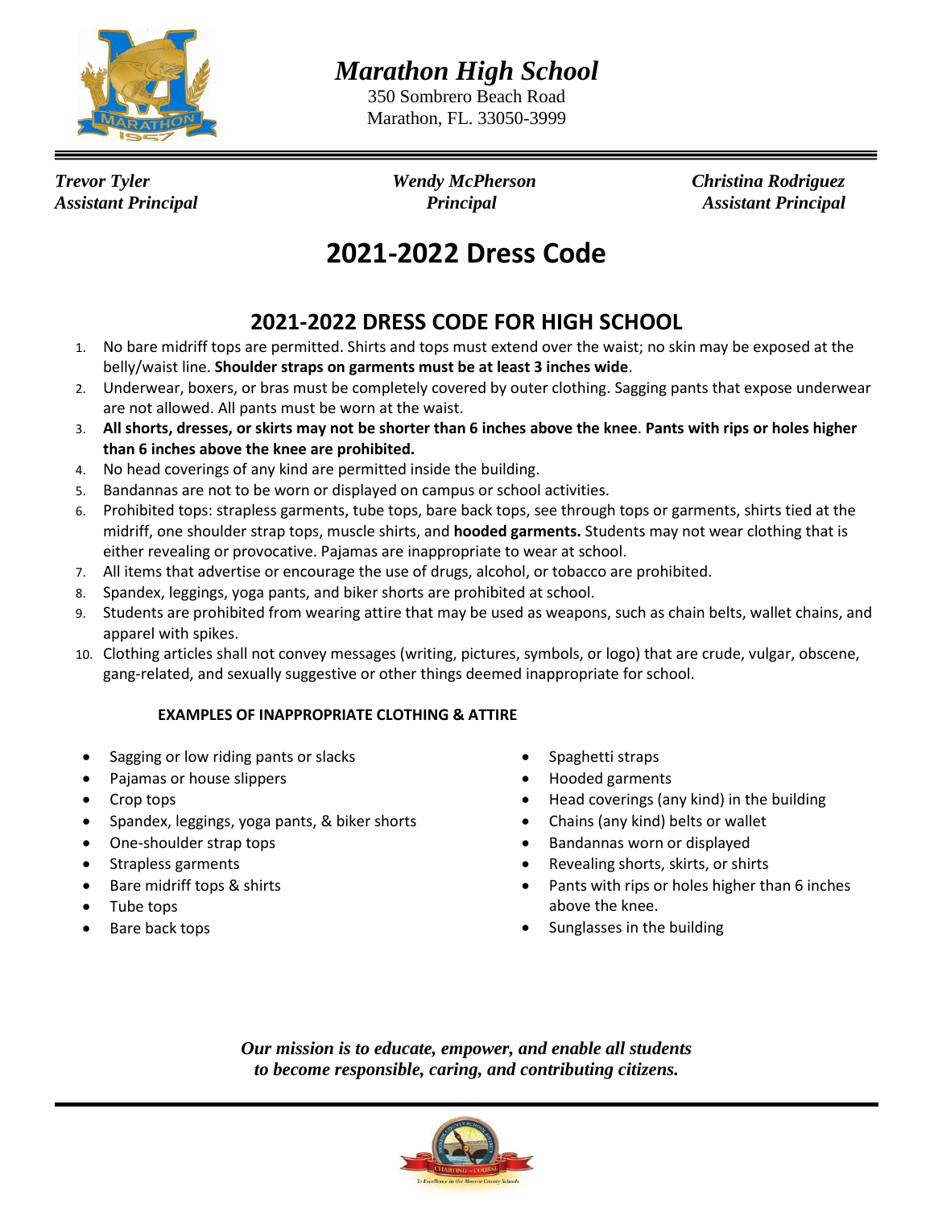# *Marathon High School*

350 Sombrero Beach Road
Marathon, FL. 33050-3999

***Trevor Tyler***
***Assistant Principal***

***Wendy McPherson***
***Principal***

***Christina Rodriguez***
***Assistant Principal***

# 2021-2022 Dress Code

## 2021-2022 DRESS CODE FOR HIGH SCHOOL

1. No bare midriff tops are permitted. Shirts and tops must extend over the waist; no skin may be exposed at the belly/waist line. **Shoulder straps on garments must be at least 3 inches wide**.
2. Underwear, boxers, or bras must be completely covered by outer clothing. Sagging pants that expose underwear are not allowed. All pants must be worn at the waist.
3. **All shorts, dresses, or skirts may not be shorter than 6 inches above the knee**. **Pants with rips or holes higher than 6 inches above the knee are prohibited.**
4. No head coverings of any kind are permitted inside the building.
5. Bandannas are not to be worn or displayed on campus or school activities.
6. Prohibited tops: strapless garments, tube tops, bare back tops, see through tops or garments, shirts tied at the midriff, one shoulder strap tops, muscle shirts, and **hooded garments.** Students may not wear clothing that is either revealing or provocative. Pajamas are inappropriate to wear at school.
7. All items that advertise or encourage the use of drugs, alcohol, or tobacco are prohibited.
8. Spandex, leggings, yoga pants, and biker shorts are prohibited at school.
9. Students are prohibited from wearing attire that may be used as weapons, such as chain belts, wallet chains, and apparel with spikes.
10. Clothing articles shall not convey messages (writing, pictures, symbols, or logo) that are crude, vulgar, obscene, gang-related, and sexually suggestive or other things deemed inappropriate for school.

**EXAMPLES OF INAPPROPRIATE CLOTHING & ATTIRE**

- Sagging or low riding pants or slacks
- Pajamas or house slippers
- Crop tops
- Spandex, leggings, yoga pants, & biker shorts
- One-shoulder strap tops
- Strapless garments
- Bare midriff tops & shirts
- Tube tops
- Bare back tops
- Spaghetti straps
- Hooded garments
- Head coverings (any kind) in the building
- Chains (any kind) belts or wallet
- Bandannas worn or displayed
- Revealing shorts, skirts, or shirts
- Pants with rips or holes higher than 6 inches above the knee.
- Sunglasses in the building

***Our mission is to educate, empower, and enable all students to become responsible, caring, and contributing citizens.***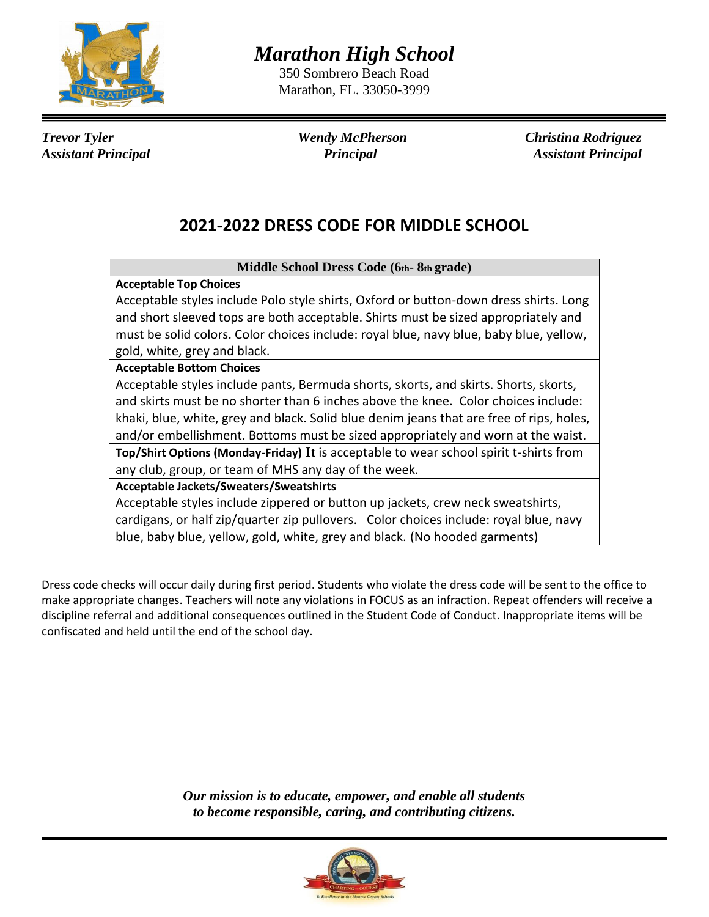# *Marathon High School*

350 Sombrero Beach Road
Marathon, FL. 33050-3999

***Trevor Tyler***
***Assistant Principal***

***Wendy McPherson***
***Principal***

***Christina Rodriguez***
***Assistant Principal***

## 2021-2022 DRESS CODE FOR MIDDLE SCHOOL

| Middle School Dress Code (6th- 8th grade) |
|---|
| **Acceptable Top Choices** |
| Acceptable styles include Polo style shirts, Oxford or button-down dress shirts. Long and short sleeved tops are both acceptable. Shirts must be sized appropriately and must be solid colors. Color choices include: royal blue, navy blue, baby blue, yellow, gold, white, grey and black. |
| **Acceptable Bottom Choices** |
| Acceptable styles include pants, Bermuda shorts, skorts, and skirts. Shorts, skorts, and skirts must be no shorter than 6 inches above the knee. Color choices include: khaki, blue, white, grey and black. Solid blue denim jeans that are free of rips, holes, and/or embellishment. Bottoms must be sized appropriately and worn at the waist. |
| **Top/Shirt Options (Monday-Friday) It** is acceptable to wear school spirit t-shirts from any club, group, or team of MHS any day of the week. |
| **Acceptable Jackets/Sweaters/Sweatshirts** |
| Acceptable styles include zippered or button up jackets, crew neck sweatshirts, cardigans, or half zip/quarter zip pullovers. Color choices include: royal blue, navy blue, baby blue, yellow, gold, white, grey and black. (No hooded garments) |

Dress code checks will occur daily during first period. Students who violate the dress code will be sent to the office to make appropriate changes. Teachers will note any violations in FOCUS as an infraction. Repeat offenders will receive a discipline referral and additional consequences outlined in the Student Code of Conduct. Inappropriate items will be confiscated and held until the end of the school day.

***Our mission is to educate, empower, and enable all students to become responsible, caring, and contributing citizens.***